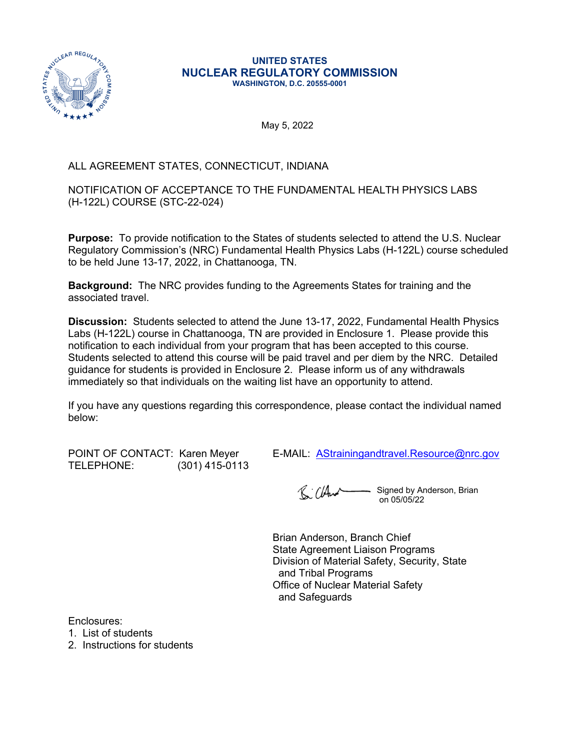# UNITED STATES
# NUCLEAR REGULATORY COMMISSION
WASHINGTON, D.C. 20555-0001

May 5, 2022

ALL AGREEMENT STATES, CONNECTICUT, INDIANA

NOTIFICATION OF ACCEPTANCE TO THE FUNDAMENTAL HEALTH PHYSICS LABS (H-122L) COURSE (STC-22-024)

**Purpose:** To provide notification to the States of students selected to attend the U.S. Nuclear Regulatory Commission's (NRC) Fundamental Health Physics Labs (H-122L) course scheduled to be held June 13-17, 2022, in Chattanooga, TN.

**Background:** The NRC provides funding to the Agreements States for training and the associated travel.

**Discussion:** Students selected to attend the June 13-17, 2022, Fundamental Health Physics Labs (H-122L) course in Chattanooga, TN are provided in Enclosure 1. Please provide this notification to each individual from your program that has been accepted to this course. Students selected to attend this course will be paid travel and per diem by the NRC. Detailed guidance for students is provided in Enclosure 2. Please inform us of any withdrawals immediately so that individuals on the waiting list have an opportunity to attend.

If you have any questions regarding this correspondence, please contact the individual named below:

POINT OF CONTACT: Karen Meyer
TELEPHONE: (301) 415-0113

E-MAIL: AStrainingandtravel.Resource@nrc.gov

Signed by Anderson, Brian on 05/05/22

Brian Anderson, Branch Chief
State Agreement Liaison Programs
Division of Material Safety, Security, State and Tribal Programs
Office of Nuclear Material Safety and Safeguards

Enclosures:
1. List of students
2. Instructions for students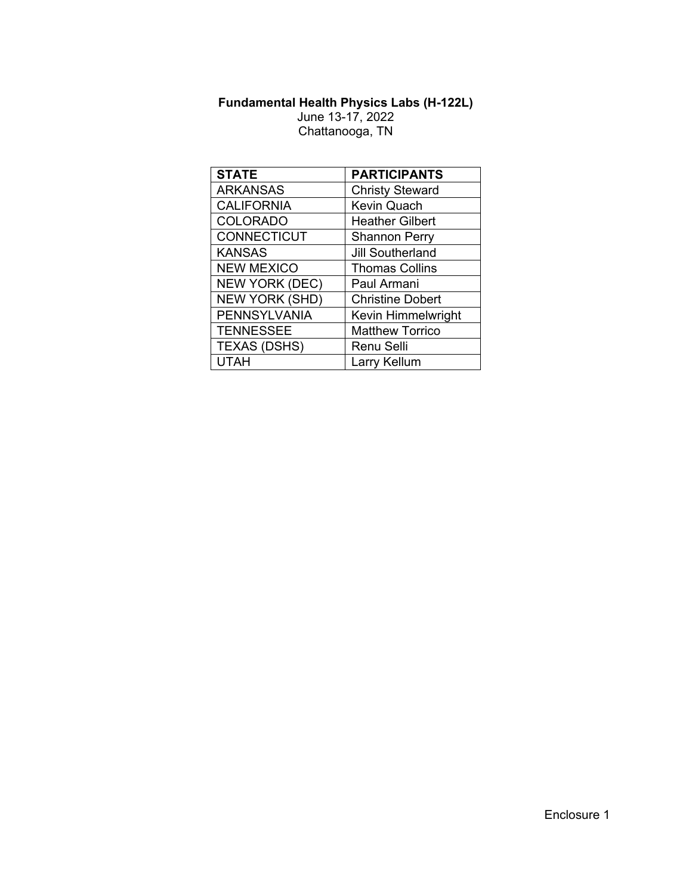**Fundamental Health Physics Labs (H-122L)**
June 13-17, 2022
Chattanooga, TN

| STATE | PARTICIPANTS |
| --- | --- |
| ARKANSAS | Christy Steward |
| CALIFORNIA | Kevin Quach |
| COLORADO | Heather Gilbert |
| CONNECTICUT | Shannon Perry |
| KANSAS | Jill Southerland |
| NEW MEXICO | Thomas Collins |
| NEW YORK (DEC) | Paul Armani |
| NEW YORK (SHD) | Christine Dobert |
| PENNSYLVANIA | Kevin Himmelwright |
| TENNESSEE | Matthew Torrico |
| TEXAS (DSHS) | Renu Selli |
| UTAH | Larry Kellum |

Enclosure 1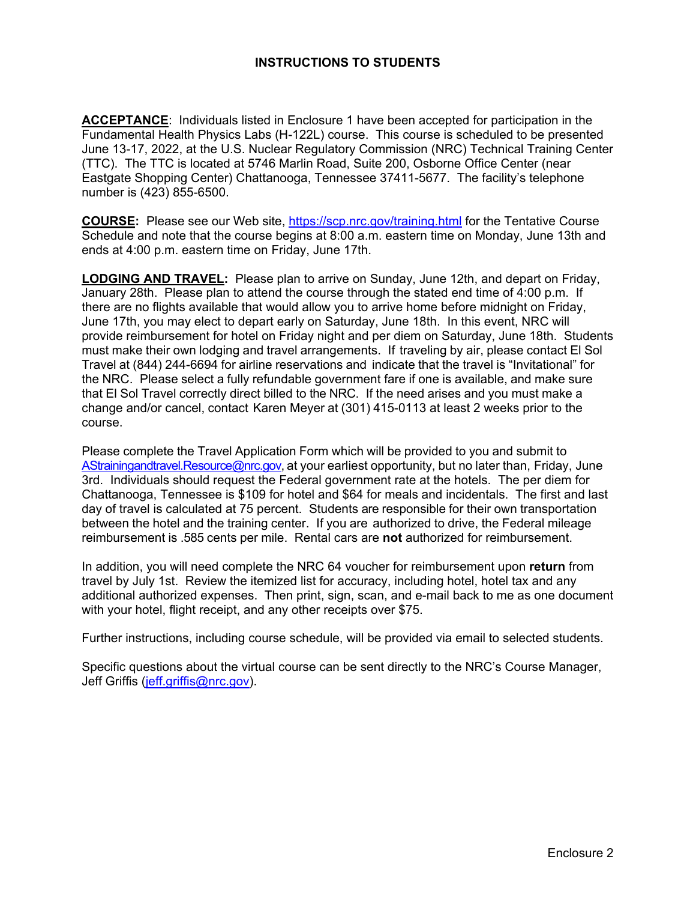# INSTRUCTIONS TO STUDENTS

**ACCEPTANCE**: Individuals listed in Enclosure 1 have been accepted for participation in the Fundamental Health Physics Labs (H-122L) course. This course is scheduled to be presented June 13-17, 2022, at the U.S. Nuclear Regulatory Commission (NRC) Technical Training Center (TTC). The TTC is located at 5746 Marlin Road, Suite 200, Osborne Office Center (near Eastgate Shopping Center) Chattanooga, Tennessee 37411-5677. The facility's telephone number is (423) 855-6500.

**COURSE:** Please see our Web site, https://scp.nrc.gov/training.html for the Tentative Course Schedule and note that the course begins at 8:00 a.m. eastern time on Monday, June 13th and ends at 4:00 p.m. eastern time on Friday, June 17th.

**LODGING AND TRAVEL:** Please plan to arrive on Sunday, June 12th, and depart on Friday, January 28th. Please plan to attend the course through the stated end time of 4:00 p.m. If there are no flights available that would allow you to arrive home before midnight on Friday, June 17th, you may elect to depart early on Saturday, June 18th. In this event, NRC will provide reimbursement for hotel on Friday night and per diem on Saturday, June 18th. Students must make their own lodging and travel arrangements. If traveling by air, please contact El Sol Travel at (844) 244-6694 for airline reservations and indicate that the travel is "Invitational" for the NRC. Please select a fully refundable government fare if one is available, and make sure that El Sol Travel correctly direct billed to the NRC. If the need arises and you must make a change and/or cancel, contact Karen Meyer at (301) 415-0113 at least 2 weeks prior to the course.

Please complete the Travel Application Form which will be provided to you and submit to AStrainingandtravel.Resource@nrc.gov, at your earliest opportunity, but no later than, Friday, June 3rd. Individuals should request the Federal government rate at the hotels. The per diem for Chattanooga, Tennessee is $109 for hotel and $64 for meals and incidentals. The first and last day of travel is calculated at 75 percent. Students are responsible for their own transportation between the hotel and the training center. If you are authorized to drive, the Federal mileage reimbursement is .585 cents per mile. Rental cars are **not** authorized for reimbursement.

In addition, you will need complete the NRC 64 voucher for reimbursement upon **return** from travel by July 1st. Review the itemized list for accuracy, including hotel, hotel tax and any additional authorized expenses. Then print, sign, scan, and e-mail back to me as one document with your hotel, flight receipt, and any other receipts over $75.

Further instructions, including course schedule, will be provided via email to selected students.

Specific questions about the virtual course can be sent directly to the NRC's Course Manager, Jeff Griffis (jeff.griffis@nrc.gov).

Enclosure 2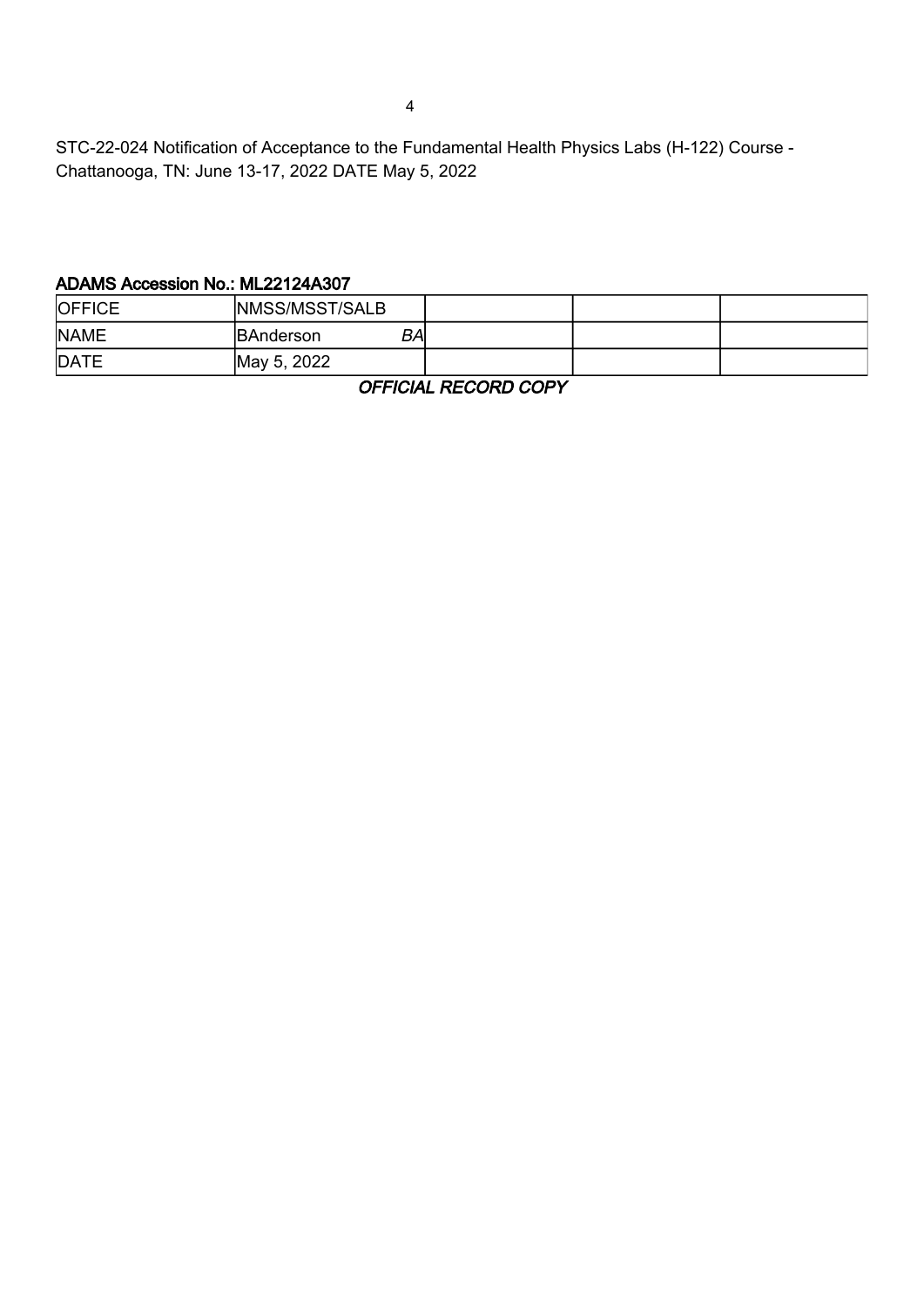STC-22-024 Notification of Acceptance to the Fundamental Health Physics Labs (H-122) Course - Chattanooga, TN: June 13-17, 2022 DATE May 5, 2022

**ADAMS Accession No.: ML22124A307**

| | | | | |
|---|---|---|---|---|
| OFFICE | NMSS/MSST/SALB | | | |
| NAME | BAnderson *BA* | | | |
| DATE | May 5, 2022 | | | |

***OFFICIAL RECORD COPY***